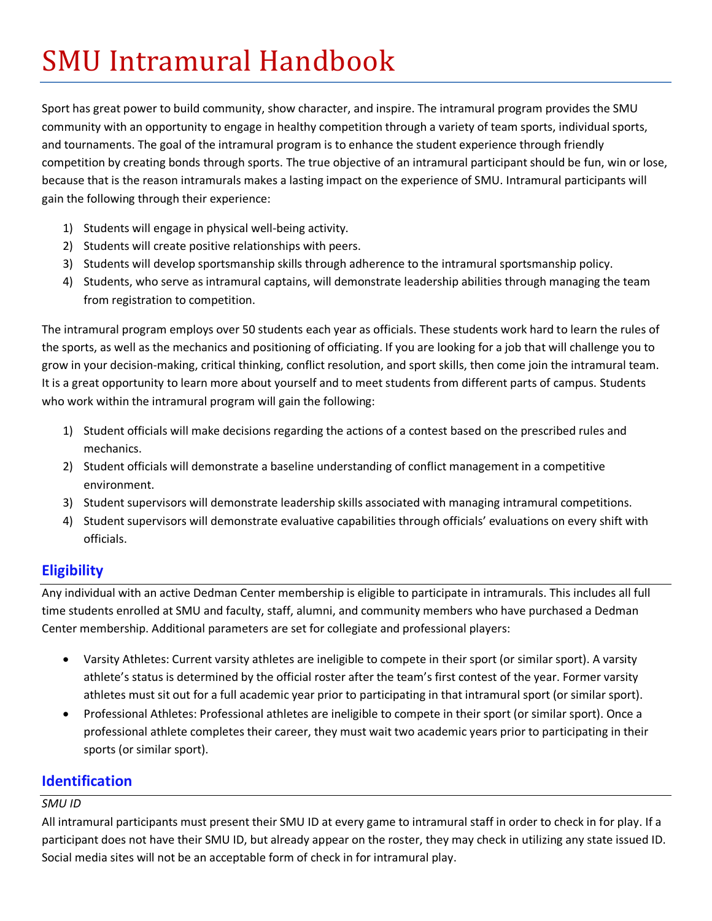# SMU Intramural Handbook

Sport has great power to build community, show character, and inspire. The intramural program provides the SMU community with an opportunity to engage in healthy competition through a variety of team sports, individual sports, and tournaments. The goal of the intramural program is to enhance the student experience through friendly competition by creating bonds through sports. The true objective of an intramural participant should be fun, win or lose, because that is the reason intramurals makes a lasting impact on the experience of SMU. Intramural participants will gain the following through their experience:

1) Students will engage in physical well-being activity.
2) Students will create positive relationships with peers.
3) Students will develop sportsmanship skills through adherence to the intramural sportsmanship policy.
4) Students, who serve as intramural captains, will demonstrate leadership abilities through managing the team from registration to competition.

The intramural program employs over 50 students each year as officials. These students work hard to learn the rules of the sports, as well as the mechanics and positioning of officiating. If you are looking for a job that will challenge you to grow in your decision-making, critical thinking, conflict resolution, and sport skills, then come join the intramural team. It is a great opportunity to learn more about yourself and to meet students from different parts of campus. Students who work within the intramural program will gain the following:

1) Student officials will make decisions regarding the actions of a contest based on the prescribed rules and mechanics.
2) Student officials will demonstrate a baseline understanding of conflict management in a competitive environment.
3) Student supervisors will demonstrate leadership skills associated with managing intramural competitions.
4) Student supervisors will demonstrate evaluative capabilities through officials' evaluations on every shift with officials.

## Eligibility

Any individual with an active Dedman Center membership is eligible to participate in intramurals. This includes all full time students enrolled at SMU and faculty, staff, alumni, and community members who have purchased a Dedman Center membership. Additional parameters are set for collegiate and professional players:

- Varsity Athletes: Current varsity athletes are ineligible to compete in their sport (or similar sport). A varsity athlete's status is determined by the official roster after the team's first contest of the year. Former varsity athletes must sit out for a full academic year prior to participating in that intramural sport (or similar sport).
- Professional Athletes: Professional athletes are ineligible to compete in their sport (or similar sport). Once a professional athlete completes their career, they must wait two academic years prior to participating in their sports (or similar sport).

## Identification

*SMU ID*

All intramural participants must present their SMU ID at every game to intramural staff in order to check in for play. If a participant does not have their SMU ID, but already appear on the roster, they may check in utilizing any state issued ID. Social media sites will not be an acceptable form of check in for intramural play.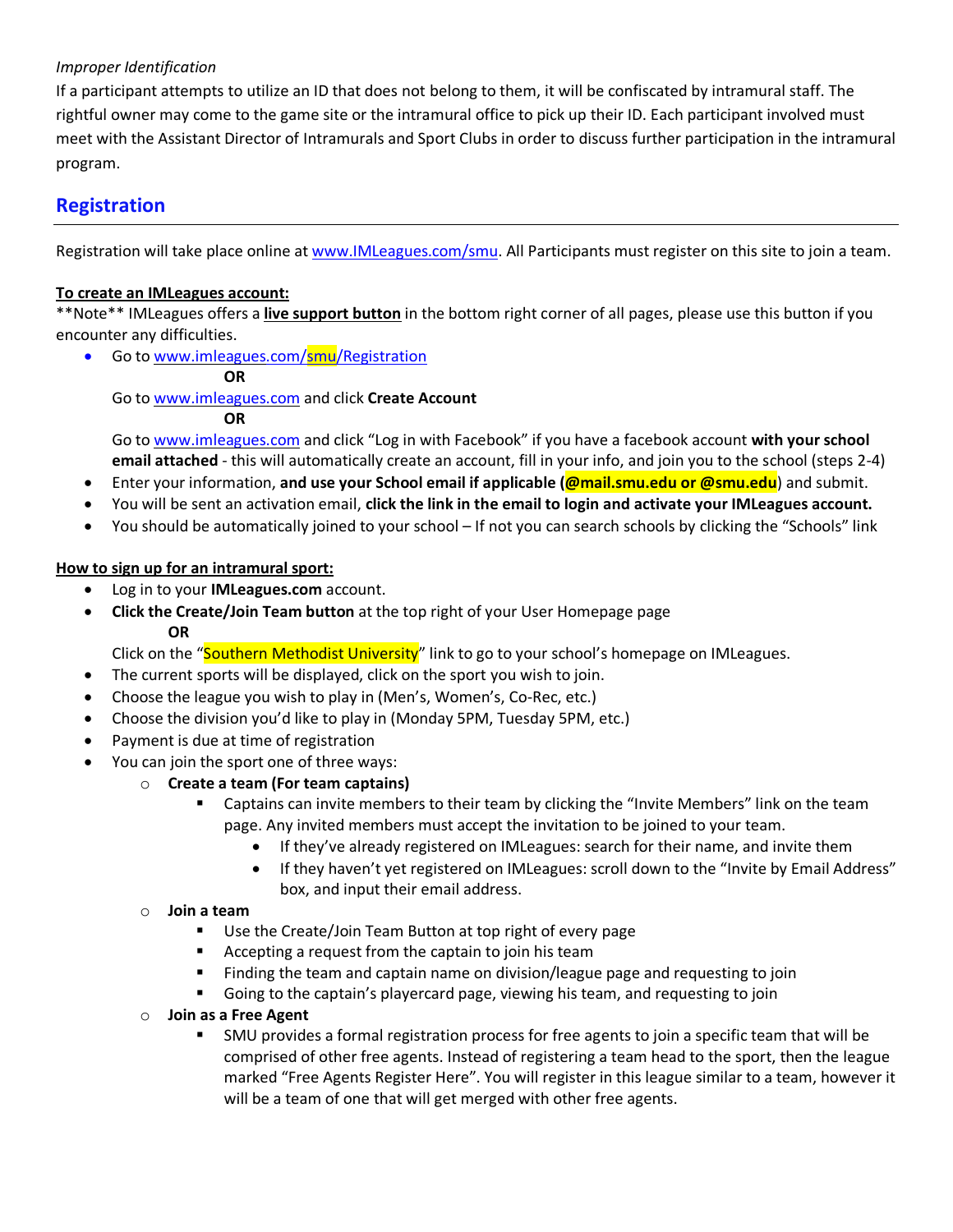*Improper Identification*

If a participant attempts to utilize an ID that does not belong to them, it will be confiscated by intramural staff. The rightful owner may come to the game site or the intramural office to pick up their ID. Each participant involved must meet with the Assistant Director of Intramurals and Sport Clubs in order to discuss further participation in the intramural program.

## Registration

Registration will take place online at www.IMLeagues.com/smu. All Participants must register on this site to join a team.

**To create an IMLeagues account:**

**Note** IMLeagues offers a **live support button** in the bottom right corner of all pages, please use this button if you encounter any difficulties.

- Go to www.imleagues.com/smu/Registration

  **OR**

  Go to www.imleagues.com and click **Create Account**

  **OR**

  Go to www.imleagues.com and click "Log in with Facebook" if you have a facebook account **with your school email attached** - this will automatically create an account, fill in your info, and join you to the school (steps 2-4)
- Enter your information, **and use your School email if applicable (@mail.smu.edu or @smu.edu)** and submit.
- You will be sent an activation email, **click the link in the email to login and activate your IMLeagues account.**
- You should be automatically joined to your school – If not you can search schools by clicking the "Schools" link

**How to sign up for an intramural sport:**

- Log in to your **IMLeagues.com** account.
- **Click the Create/Join Team button** at the top right of your User Homepage page

  **OR**

  Click on the "Southern Methodist University" link to go to your school's homepage on IMLeagues.
- The current sports will be displayed, click on the sport you wish to join.
- Choose the league you wish to play in (Men's, Women's, Co-Rec, etc.)
- Choose the division you'd like to play in (Monday 5PM, Tuesday 5PM, etc.)
- Payment is due at time of registration
- You can join the sport one of three ways:
  - **Create a team (For team captains)**
    - Captains can invite members to their team by clicking the "Invite Members" link on the team page. Any invited members must accept the invitation to be joined to your team.
      - If they've already registered on IMLeagues: search for their name, and invite them
      - If they haven't yet registered on IMLeagues: scroll down to the "Invite by Email Address" box, and input their email address.
  - **Join a team**
    - Use the Create/Join Team Button at top right of every page
    - Accepting a request from the captain to join his team
    - Finding the team and captain name on division/league page and requesting to join
    - Going to the captain's playercard page, viewing his team, and requesting to join
  - **Join as a Free Agent**
    - SMU provides a formal registration process for free agents to join a specific team that will be comprised of other free agents. Instead of registering a team head to the sport, then the league marked "Free Agents Register Here". You will register in this league similar to a team, however it will be a team of one that will get merged with other free agents.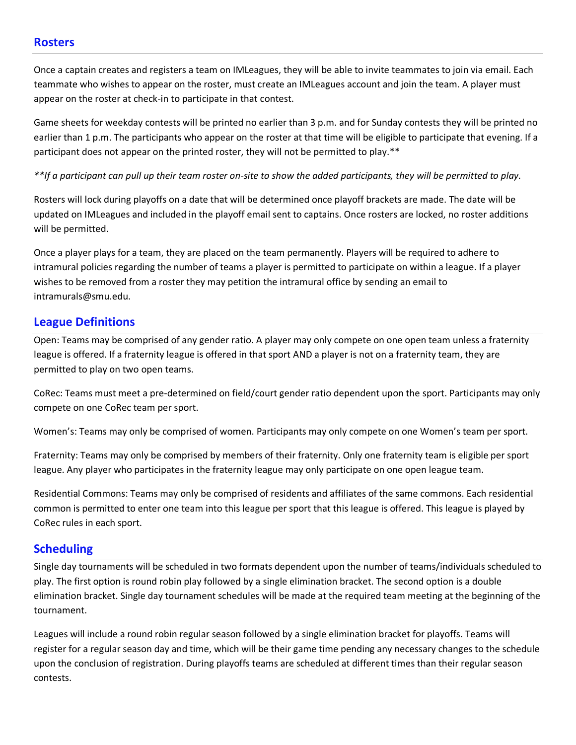## Rosters

Once a captain creates and registers a team on IMLeagues, they will be able to invite teammates to join via email. Each teammate who wishes to appear on the roster, must create an IMLeagues account and join the team. A player must appear on the roster at check-in to participate in that contest.

Game sheets for weekday contests will be printed no earlier than 3 p.m. and for Sunday contests they will be printed no earlier than 1 p.m. The participants who appear on the roster at that time will be eligible to participate that evening. If a participant does not appear on the printed roster, they will not be permitted to play.**

*\*\*If a participant can pull up their team roster on-site to show the added participants, they will be permitted to play.*

Rosters will lock during playoffs on a date that will be determined once playoff brackets are made. The date will be updated on IMLeagues and included in the playoff email sent to captains. Once rosters are locked, no roster additions will be permitted.

Once a player plays for a team, they are placed on the team permanently. Players will be required to adhere to intramural policies regarding the number of teams a player is permitted to participate on within a league. If a player wishes to be removed from a roster they may petition the intramural office by sending an email to intramurals@smu.edu.

## League Definitions

Open: Teams may be comprised of any gender ratio. A player may only compete on one open team unless a fraternity league is offered. If a fraternity league is offered in that sport AND a player is not on a fraternity team, they are permitted to play on two open teams.

CoRec: Teams must meet a pre-determined on field/court gender ratio dependent upon the sport. Participants may only compete on one CoRec team per sport.

Women's: Teams may only be comprised of women. Participants may only compete on one Women's team per sport.

Fraternity: Teams may only be comprised by members of their fraternity. Only one fraternity team is eligible per sport league. Any player who participates in the fraternity league may only participate on one open league team.

Residential Commons: Teams may only be comprised of residents and affiliates of the same commons. Each residential common is permitted to enter one team into this league per sport that this league is offered. This league is played by CoRec rules in each sport.

## Scheduling

Single day tournaments will be scheduled in two formats dependent upon the number of teams/individuals scheduled to play. The first option is round robin play followed by a single elimination bracket. The second option is a double elimination bracket. Single day tournament schedules will be made at the required team meeting at the beginning of the tournament.

Leagues will include a round robin regular season followed by a single elimination bracket for playoffs. Teams will register for a regular season day and time, which will be their game time pending any necessary changes to the schedule upon the conclusion of registration. During playoffs teams are scheduled at different times than their regular season contests.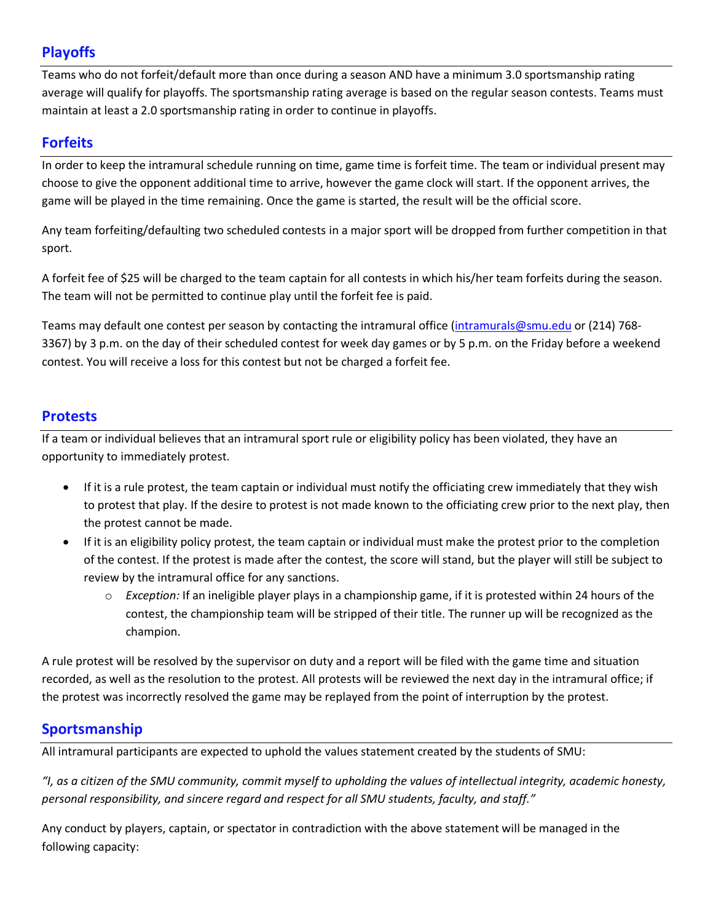## Playoffs

Teams who do not forfeit/default more than once during a season AND have a minimum 3.0 sportsmanship rating average will qualify for playoffs. The sportsmanship rating average is based on the regular season contests. Teams must maintain at least a 2.0 sportsmanship rating in order to continue in playoffs.

## Forfeits

In order to keep the intramural schedule running on time, game time is forfeit time. The team or individual present may choose to give the opponent additional time to arrive, however the game clock will start. If the opponent arrives, the game will be played in the time remaining. Once the game is started, the result will be the official score.

Any team forfeiting/defaulting two scheduled contests in a major sport will be dropped from further competition in that sport.

A forfeit fee of $25 will be charged to the team captain for all contests in which his/her team forfeits during the season. The team will not be permitted to continue play until the forfeit fee is paid.

Teams may default one contest per season by contacting the intramural office (intramurals@smu.edu or (214) 768-3367) by 3 p.m. on the day of their scheduled contest for week day games or by 5 p.m. on the Friday before a weekend contest. You will receive a loss for this contest but not be charged a forfeit fee.

## Protests

If a team or individual believes that an intramural sport rule or eligibility policy has been violated, they have an opportunity to immediately protest.

- If it is a rule protest, the team captain or individual must notify the officiating crew immediately that they wish to protest that play. If the desire to protest is not made known to the officiating crew prior to the next play, then the protest cannot be made.
- If it is an eligibility policy protest, the team captain or individual must make the protest prior to the completion of the contest. If the protest is made after the contest, the score will stand, but the player will still be subject to review by the intramural office for any sanctions.
    - *Exception:* If an ineligible player plays in a championship game, if it is protested within 24 hours of the contest, the championship team will be stripped of their title. The runner up will be recognized as the champion.

A rule protest will be resolved by the supervisor on duty and a report will be filed with the game time and situation recorded, as well as the resolution to the protest. All protests will be reviewed the next day in the intramural office; if the protest was incorrectly resolved the game may be replayed from the point of interruption by the protest.

## Sportsmanship

All intramural participants are expected to uphold the values statement created by the students of SMU:

*"I, as a citizen of the SMU community, commit myself to upholding the values of intellectual integrity, academic honesty, personal responsibility, and sincere regard and respect for all SMU students, faculty, and staff."*

Any conduct by players, captain, or spectator in contradiction with the above statement will be managed in the following capacity: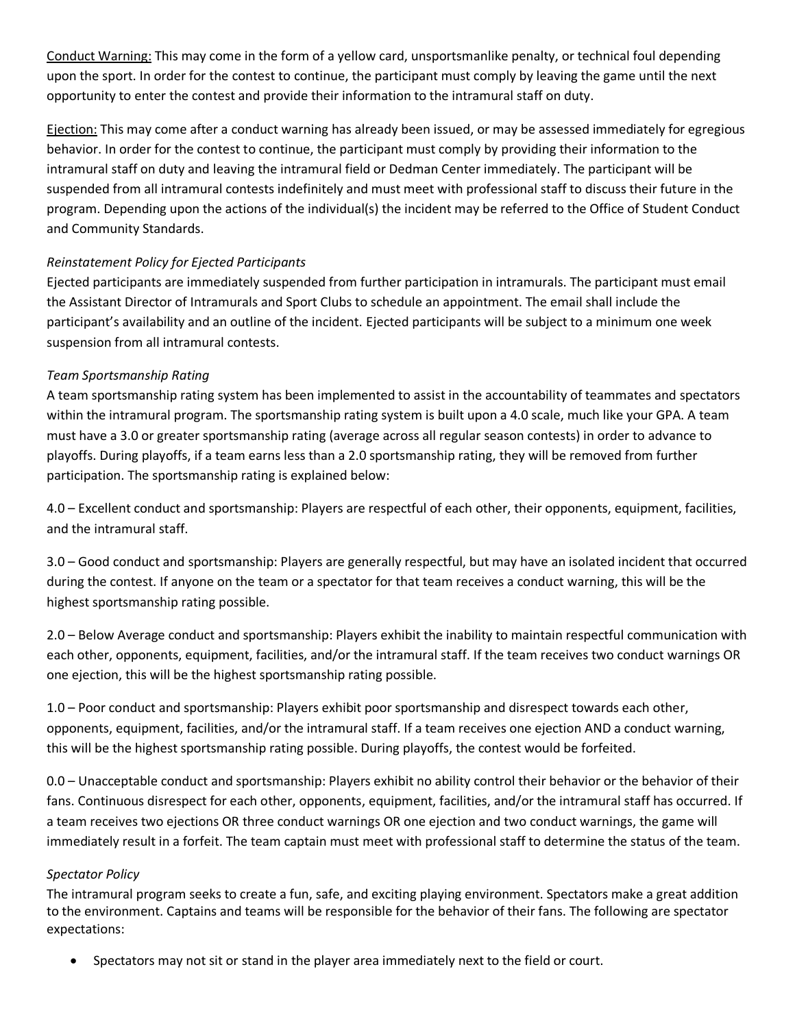<u>Conduct Warning:</u> This may come in the form of a yellow card, unsportsmanlike penalty, or technical foul depending upon the sport. In order for the contest to continue, the participant must comply by leaving the game until the next opportunity to enter the contest and provide their information to the intramural staff on duty.

<u>Ejection:</u> This may come after a conduct warning has already been issued, or may be assessed immediately for egregious behavior. In order for the contest to continue, the participant must comply by providing their information to the intramural staff on duty and leaving the intramural field or Dedman Center immediately. The participant will be suspended from all intramural contests indefinitely and must meet with professional staff to discuss their future in the program. Depending upon the actions of the individual(s) the incident may be referred to the Office of Student Conduct and Community Standards.

*Reinstatement Policy for Ejected Participants*

Ejected participants are immediately suspended from further participation in intramurals. The participant must email the Assistant Director of Intramurals and Sport Clubs to schedule an appointment. The email shall include the participant's availability and an outline of the incident. Ejected participants will be subject to a minimum one week suspension from all intramural contests.

*Team Sportsmanship Rating*

A team sportsmanship rating system has been implemented to assist in the accountability of teammates and spectators within the intramural program. The sportsmanship rating system is built upon a 4.0 scale, much like your GPA. A team must have a 3.0 or greater sportsmanship rating (average across all regular season contests) in order to advance to playoffs. During playoffs, if a team earns less than a 2.0 sportsmanship rating, they will be removed from further participation. The sportsmanship rating is explained below:

4.0 – Excellent conduct and sportsmanship: Players are respectful of each other, their opponents, equipment, facilities, and the intramural staff.

3.0 – Good conduct and sportsmanship: Players are generally respectful, but may have an isolated incident that occurred during the contest. If anyone on the team or a spectator for that team receives a conduct warning, this will be the highest sportsmanship rating possible.

2.0 – Below Average conduct and sportsmanship: Players exhibit the inability to maintain respectful communication with each other, opponents, equipment, facilities, and/or the intramural staff. If the team receives two conduct warnings OR one ejection, this will be the highest sportsmanship rating possible.

1.0 – Poor conduct and sportsmanship: Players exhibit poor sportsmanship and disrespect towards each other, opponents, equipment, facilities, and/or the intramural staff. If a team receives one ejection AND a conduct warning, this will be the highest sportsmanship rating possible. During playoffs, the contest would be forfeited.

0.0 – Unacceptable conduct and sportsmanship: Players exhibit no ability control their behavior or the behavior of their fans. Continuous disrespect for each other, opponents, equipment, facilities, and/or the intramural staff has occurred. If a team receives two ejections OR three conduct warnings OR one ejection and two conduct warnings, the game will immediately result in a forfeit. The team captain must meet with professional staff to determine the status of the team.

*Spectator Policy*

The intramural program seeks to create a fun, safe, and exciting playing environment. Spectators make a great addition to the environment. Captains and teams will be responsible for the behavior of their fans. The following are spectator expectations:

- Spectators may not sit or stand in the player area immediately next to the field or court.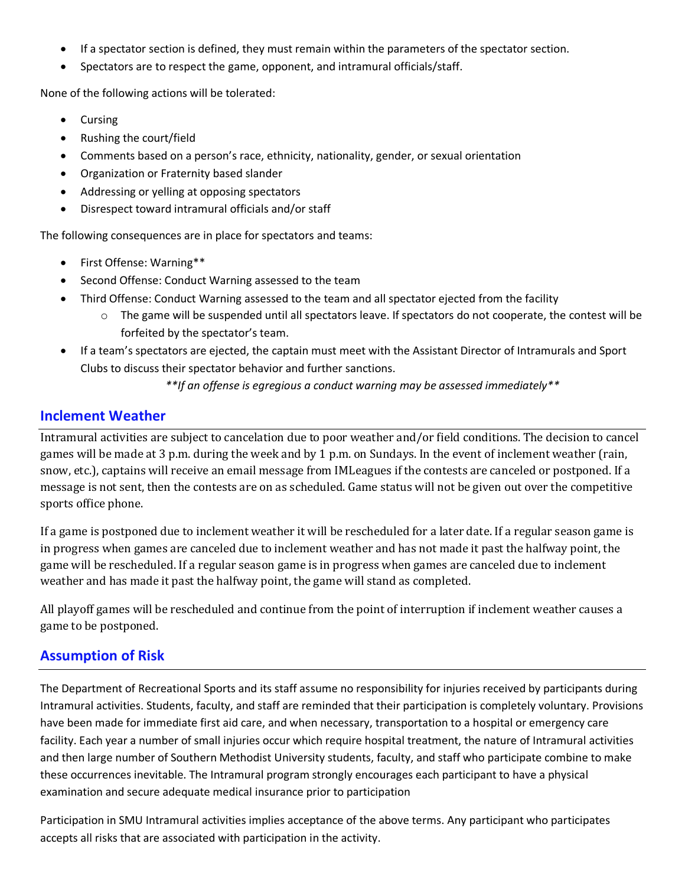- If a spectator section is defined, they must remain within the parameters of the spectator section.
- Spectators are to respect the game, opponent, and intramural officials/staff.

None of the following actions will be tolerated:

- Cursing
- Rushing the court/field
- Comments based on a person's race, ethnicity, nationality, gender, or sexual orientation
- Organization or Fraternity based slander
- Addressing or yelling at opposing spectators
- Disrespect toward intramural officials and/or staff

The following consequences are in place for spectators and teams:

- First Offense: Warning**
- Second Offense: Conduct Warning assessed to the team
- Third Offense: Conduct Warning assessed to the team and all spectator ejected from the facility
  - The game will be suspended until all spectators leave. If spectators do not cooperate, the contest will be forfeited by the spectator's team.
- If a team's spectators are ejected, the captain must meet with the Assistant Director of Intramurals and Sport Clubs to discuss their spectator behavior and further sanctions.

*\*\*If an offense is egregious a conduct warning may be assessed immediately\*\**

## Inclement Weather

Intramural activities are subject to cancelation due to poor weather and/or field conditions. The decision to cancel games will be made at 3 p.m. during the week and by 1 p.m. on Sundays. In the event of inclement weather (rain, snow, etc.), captains will receive an email message from IMLeagues if the contests are canceled or postponed. If a message is not sent, then the contests are on as scheduled. Game status will not be given out over the competitive sports office phone.

If a game is postponed due to inclement weather it will be rescheduled for a later date. If a regular season game is in progress when games are canceled due to inclement weather and has not made it past the halfway point, the game will be rescheduled. If a regular season game is in progress when games are canceled due to inclement weather and has made it past the halfway point, the game will stand as completed.

All playoff games will be rescheduled and continue from the point of interruption if inclement weather causes a game to be postponed.

## Assumption of Risk

The Department of Recreational Sports and its staff assume no responsibility for injuries received by participants during Intramural activities. Students, faculty, and staff are reminded that their participation is completely voluntary. Provisions have been made for immediate first aid care, and when necessary, transportation to a hospital or emergency care facility. Each year a number of small injuries occur which require hospital treatment, the nature of Intramural activities and then large number of Southern Methodist University students, faculty, and staff who participate combine to make these occurrences inevitable. The Intramural program strongly encourages each participant to have a physical examination and secure adequate medical insurance prior to participation

Participation in SMU Intramural activities implies acceptance of the above terms. Any participant who participates accepts all risks that are associated with participation in the activity.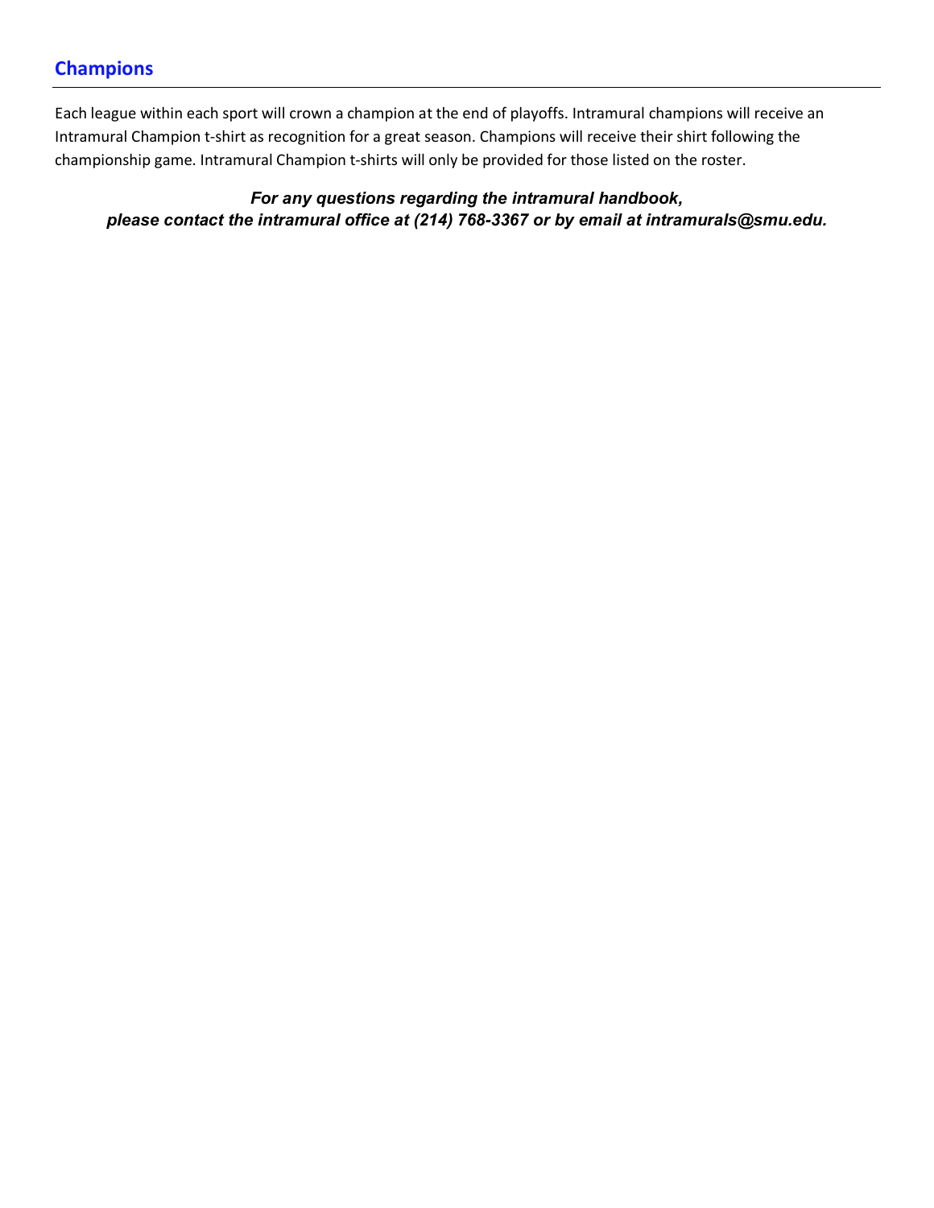## Champions

Each league within each sport will crown a champion at the end of playoffs. Intramural champions will receive an Intramural Champion t-shirt as recognition for a great season. Champions will receive their shirt following the championship game. Intramural Champion t-shirts will only be provided for those listed on the roster.

***For any questions regarding the intramural handbook, please contact the intramural office at (214) 768-3367 or by email at intramurals@smu.edu.***